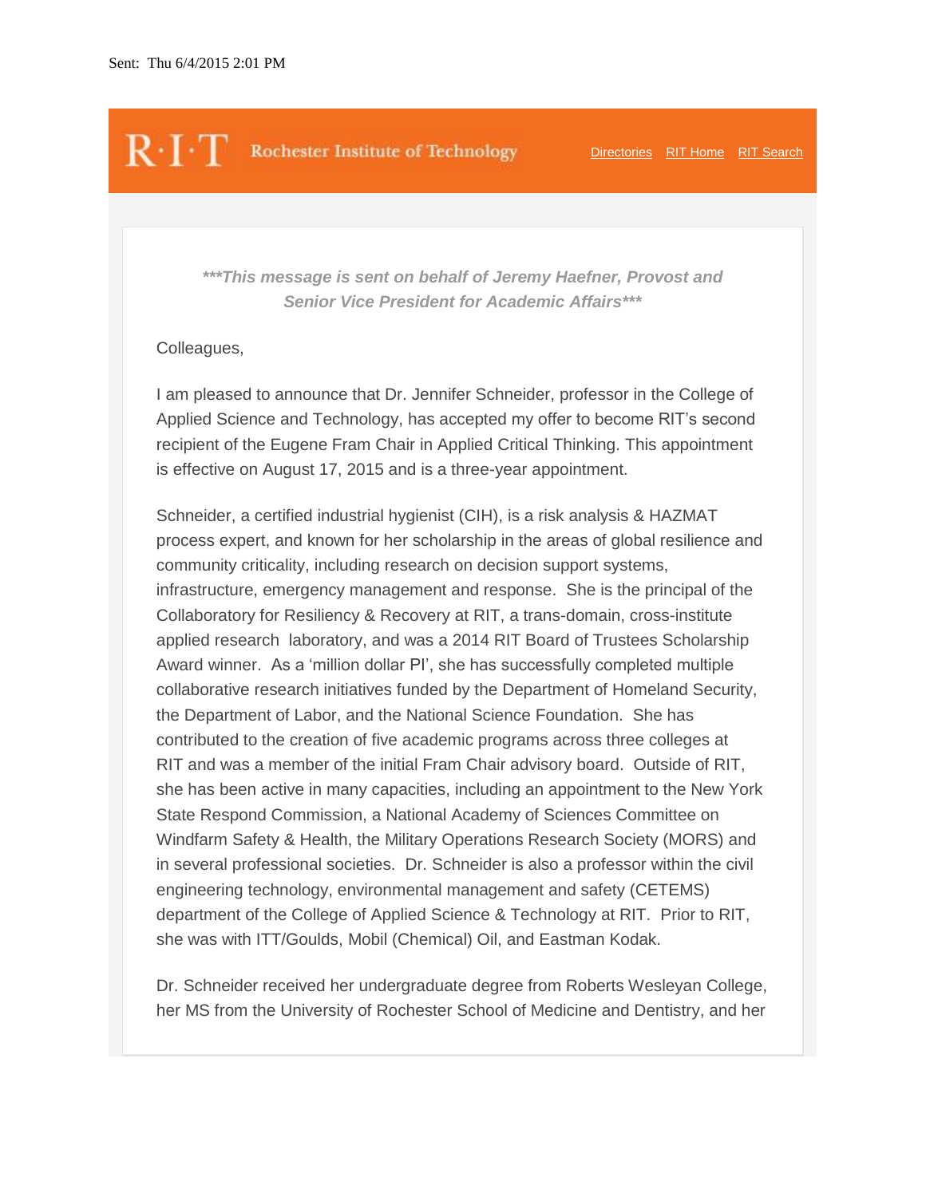Sent: Thu 6/4/2015 2:01 PM

R·I·T Rochester Institute of Technology    Directories  RIT Home  RIT Search

***This message is sent on behalf of Jeremy Haefner, Provost and Senior Vice President for Academic Affairs***

Colleagues,

I am pleased to announce that Dr. Jennifer Schneider, professor in the College of Applied Science and Technology, has accepted my offer to become RIT's second recipient of the Eugene Fram Chair in Applied Critical Thinking. This appointment is effective on August 17, 2015 and is a three-year appointment.

Schneider, a certified industrial hygienist (CIH), is a risk analysis & HAZMAT process expert, and known for her scholarship in the areas of global resilience and community criticality, including research on decision support systems, infrastructure, emergency management and response. She is the principal of the Collaboratory for Resiliency & Recovery at RIT, a trans-domain, cross-institute applied research laboratory, and was a 2014 RIT Board of Trustees Scholarship Award winner. As a 'million dollar PI', she has successfully completed multiple collaborative research initiatives funded by the Department of Homeland Security, the Department of Labor, and the National Science Foundation. She has contributed to the creation of five academic programs across three colleges at RIT and was a member of the initial Fram Chair advisory board. Outside of RIT, she has been active in many capacities, including an appointment to the New York State Respond Commission, a National Academy of Sciences Committee on Windfarm Safety & Health, the Military Operations Research Society (MORS) and in several professional societies. Dr. Schneider is also a professor within the civil engineering technology, environmental management and safety (CETEMS) department of the College of Applied Science & Technology at RIT. Prior to RIT, she was with ITT/Goulds, Mobil (Chemical) Oil, and Eastman Kodak.

Dr. Schneider received her undergraduate degree from Roberts Wesleyan College, her MS from the University of Rochester School of Medicine and Dentistry, and her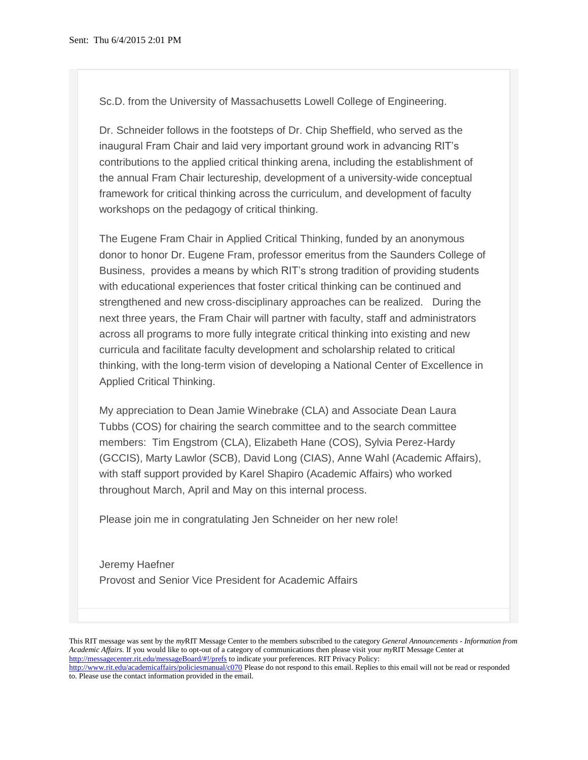Sent: Thu 6/4/2015 2:01 PM

Sc.D. from the University of Massachusetts Lowell College of Engineering.

Dr. Schneider follows in the footsteps of Dr. Chip Sheffield, who served as the inaugural Fram Chair and laid very important ground work in advancing RIT's contributions to the applied critical thinking arena, including the establishment of the annual Fram Chair lectureship, development of a university-wide conceptual framework for critical thinking across the curriculum, and development of faculty workshops on the pedagogy of critical thinking.

The Eugene Fram Chair in Applied Critical Thinking, funded by an anonymous donor to honor Dr. Eugene Fram, professor emeritus from the Saunders College of Business, provides a means by which RIT's strong tradition of providing students with educational experiences that foster critical thinking can be continued and strengthened and new cross-disciplinary approaches can be realized. During the next three years, the Fram Chair will partner with faculty, staff and administrators across all programs to more fully integrate critical thinking into existing and new curricula and facilitate faculty development and scholarship related to critical thinking, with the long-term vision of developing a National Center of Excellence in Applied Critical Thinking.

My appreciation to Dean Jamie Winebrake (CLA) and Associate Dean Laura Tubbs (COS) for chairing the search committee and to the search committee members: Tim Engstrom (CLA), Elizabeth Hane (COS), Sylvia Perez-Hardy (GCCIS), Marty Lawlor (SCB), David Long (CIAS), Anne Wahl (Academic Affairs), with staff support provided by Karel Shapiro (Academic Affairs) who worked throughout March, April and May on this internal process.

Please join me in congratulating Jen Schneider on her new role!

Jeremy Haefner
Provost and Senior Vice President for Academic Affairs

This RIT message was sent by the *my*RIT Message Center to the members subscribed to the category *General Announcements - Information from Academic Affairs.* If you would like to opt-out of a category of communications then please visit your *my*RIT Message Center at http://messagecenter.rit.edu/messageBoard/#!/prefs to indicate your preferences. RIT Privacy Policy: http://www.rit.edu/academicaffairs/policiesmanual/c070 Please do not respond to this email. Replies to this email will not be read or responded to. Please use the contact information provided in the email.